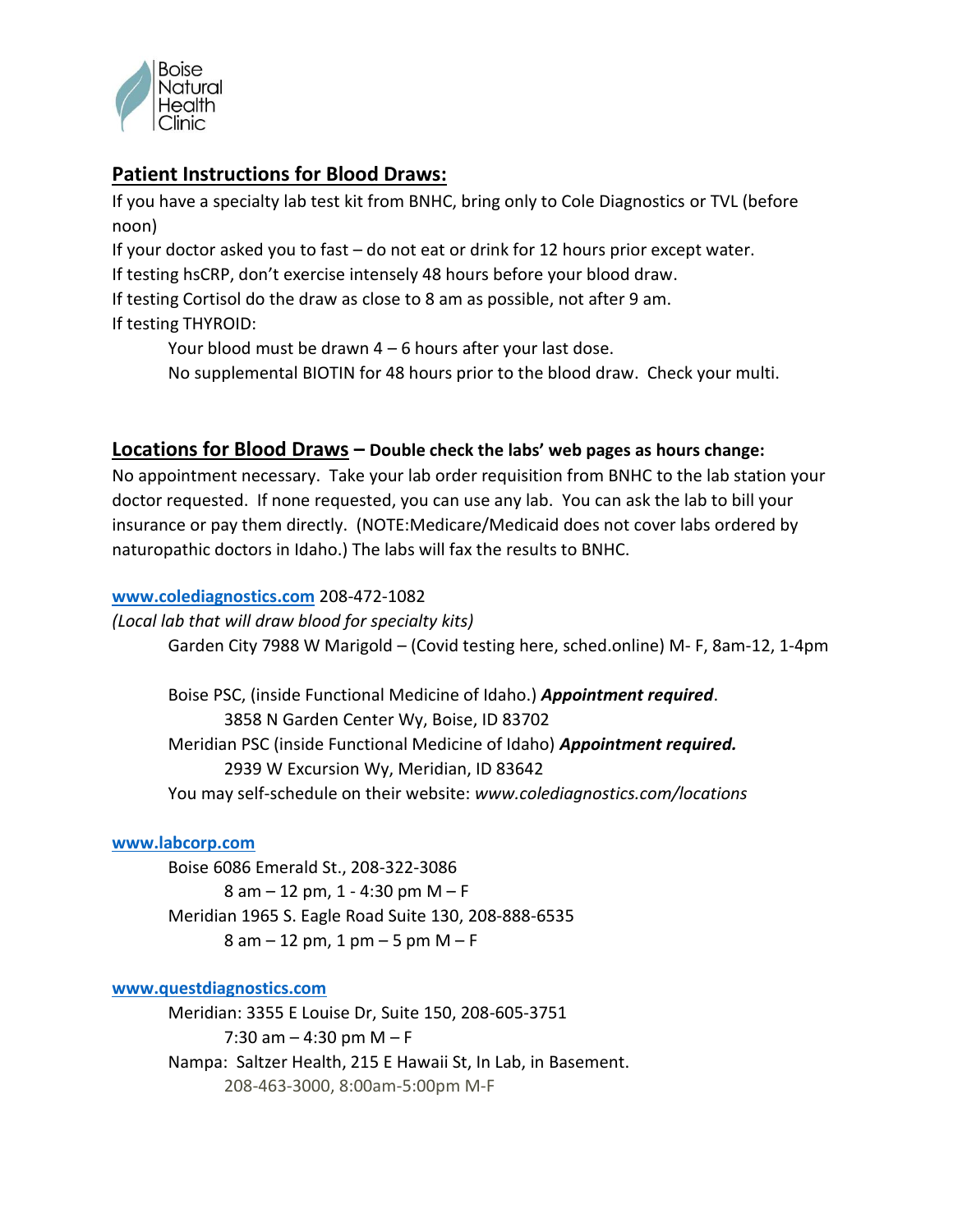Boise Natural Health Clinic

## Patient Instructions for Blood Draws:

If you have a specialty lab test kit from BNHC, bring only to Cole Diagnostics or TVL (before noon)

If your doctor asked you to fast – do not eat or drink for 12 hours prior except water.

If testing hsCRP, don't exercise intensely 48 hours before your blood draw.

If testing Cortisol do the draw as close to 8 am as possible, not after 9 am.

If testing THYROID:

- Your blood must be drawn 4 – 6 hours after your last dose.
- No supplemental BIOTIN for 48 hours prior to the blood draw. Check your multi.

## Locations for Blood Draws – **Double check the labs' web pages as hours change:**

No appointment necessary. Take your lab order requisition from BNHC to the lab station your doctor requested. If none requested, you can use any lab. You can ask the lab to bill your insurance or pay them directly. (NOTE:Medicare/Medicaid does not cover labs ordered by naturopathic doctors in Idaho.) The labs will fax the results to BNHC.

**www.colediagnostics.com** 208-472-1082

*(Local lab that will draw blood for specialty kits)*

- Garden City 7988 W Marigold – (Covid testing here, sched.online) M- F, 8am-12, 1-4pm
- Boise PSC, (inside Functional Medicine of Idaho.) ***Appointment required***.
  - 3858 N Garden Center Wy, Boise, ID 83702
- Meridian PSC (inside Functional Medicine of Idaho) ***Appointment required.***
  - 2939 W Excursion Wy, Meridian, ID 83642
- You may self-schedule on their website: *www.colediagnostics.com/locations*

**www.labcorp.com**

- Boise 6086 Emerald St., 208-322-3086
  - 8 am – 12 pm, 1 - 4:30 pm M – F
- Meridian 1965 S. Eagle Road Suite 130, 208-888-6535
  - 8 am – 12 pm, 1 pm – 5 pm M – F

**www.questdiagnostics.com**

- Meridian: 3355 E Louise Dr, Suite 150, 208-605-3751
  - 7:30 am – 4:30 pm M – F
- Nampa: Saltzer Health, 215 E Hawaii St, In Lab, in Basement.
  - 208-463-3000, 8:00am-5:00pm M-F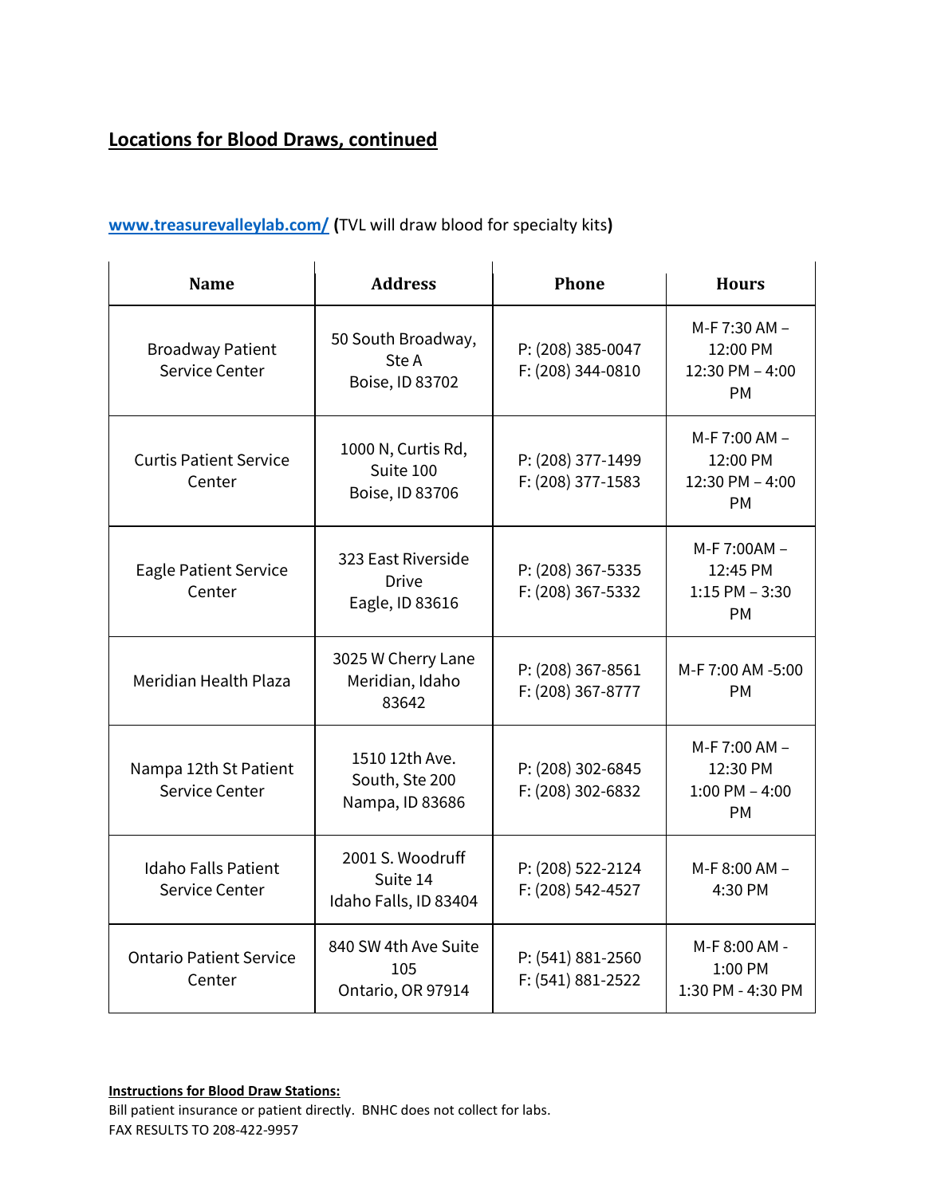## Locations for Blood Draws, continued

[www.treasurevalleylab.com/](http://www.treasurevalleylab.com/) **(**TVL will draw blood for specialty kits**)**

| Name | Address | Phone | Hours |
|---|---|---|---|
| Broadway Patient Service Center | 50 South Broadway, Ste A<br>Boise, ID 83702 | P: (208) 385-0047<br>F: (208) 344-0810 | M-F 7:30 AM – 12:00 PM<br>12:30 PM – 4:00 PM |
| Curtis Patient Service Center | 1000 N, Curtis Rd, Suite 100<br>Boise, ID 83706 | P: (208) 377-1499<br>F: (208) 377-1583 | M-F 7:00 AM – 12:00 PM<br>12:30 PM – 4:00 PM |
| Eagle Patient Service Center | 323 East Riverside Drive<br>Eagle, ID 83616 | P: (208) 367-5335<br>F: (208) 367-5332 | M-F 7:00AM – 12:45 PM<br>1:15 PM – 3:30 PM |
| Meridian Health Plaza | 3025 W Cherry Lane<br>Meridian, Idaho 83642 | P: (208) 367-8561<br>F: (208) 367-8777 | M-F 7:00 AM -5:00 PM |
| Nampa 12th St Patient Service Center | 1510 12th Ave. South, Ste 200<br>Nampa, ID 83686 | P: (208) 302-6845<br>F: (208) 302-6832 | M-F 7:00 AM – 12:30 PM<br>1:00 PM – 4:00 PM |
| Idaho Falls Patient Service Center | 2001 S. Woodruff Suite 14<br>Idaho Falls, ID 83404 | P: (208) 522-2124<br>F: (208) 542-4527 | M-F 8:00 AM – 4:30 PM |
| Ontario Patient Service Center | 840 SW 4th Ave Suite 105<br>Ontario, OR 97914 | P: (541) 881-2560<br>F: (541) 881-2522 | M-F 8:00 AM - 1:00 PM<br>1:30 PM - 4:30 PM |

**Instructions for Blood Draw Stations:**

Bill patient insurance or patient directly. BNHC does not collect for labs.

FAX RESULTS TO 208-422-9957